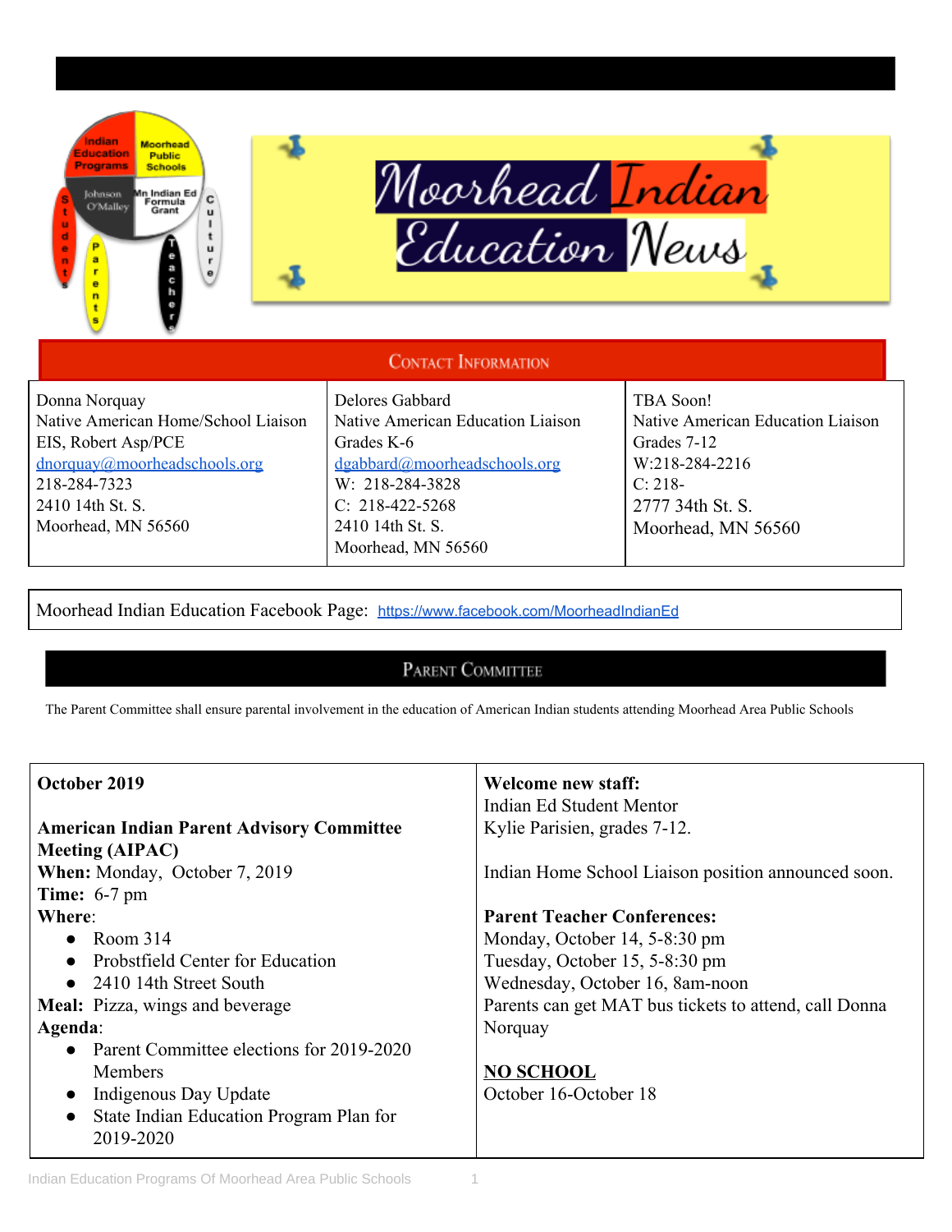# Moorhead Indian Education News

## Contact Information

| | | |
|---|---|---|
| Donna Norquay<br>Native American Home/School Liaison<br>EIS, Robert Asp/PCE<br>dnorquay@moorheadschools.org<br>218-284-7323<br>2410 14th St. S.<br>Moorhead, MN 56560 | Delores Gabbard<br>Native American Education Liaison<br>Grades K-6<br>dgabbard@moorheadschools.org<br>W: 218-284-3828<br>C: 218-422-5268<br>2410 14th St. S.<br>Moorhead, MN 56560 | TBA Soon!<br>Native American Education Liaison<br>Grades 7-12<br>W:218-284-2216<br>C: 218-<br>2777 34th St. S.<br>Moorhead, MN 56560 |

Moorhead Indian Education Facebook Page: https://www.facebook.com/MoorheadIndianEd

## Parent Committee

The Parent Committee shall ensure parental involvement in the education of American Indian students attending Moorhead Area Public Schools

**October 2019**

**American Indian Parent Advisory Committee Meeting (AIPAC)**
**When:** Monday, October 7, 2019
**Time:** 6-7 pm
**Where**:
- Room 314
- Probstfield Center for Education
- 2410 14th Street South

**Meal:** Pizza, wings and beverage
**Agenda**:
- Parent Committee elections for 2019-2020 Members
- Indigenous Day Update
- State Indian Education Program Plan for 2019-2020

**Welcome new staff:**
Indian Ed Student Mentor
Kylie Parisien, grades 7-12.

Indian Home School Liaison position announced soon.

**Parent Teacher Conferences:**
Monday, October 14, 5-8:30 pm
Tuesday, October 15, 5-8:30 pm
Wednesday, October 16, 8am-noon
Parents can get MAT bus tickets to attend, call Donna Norquay

**NO SCHOOL**
October 16-October 18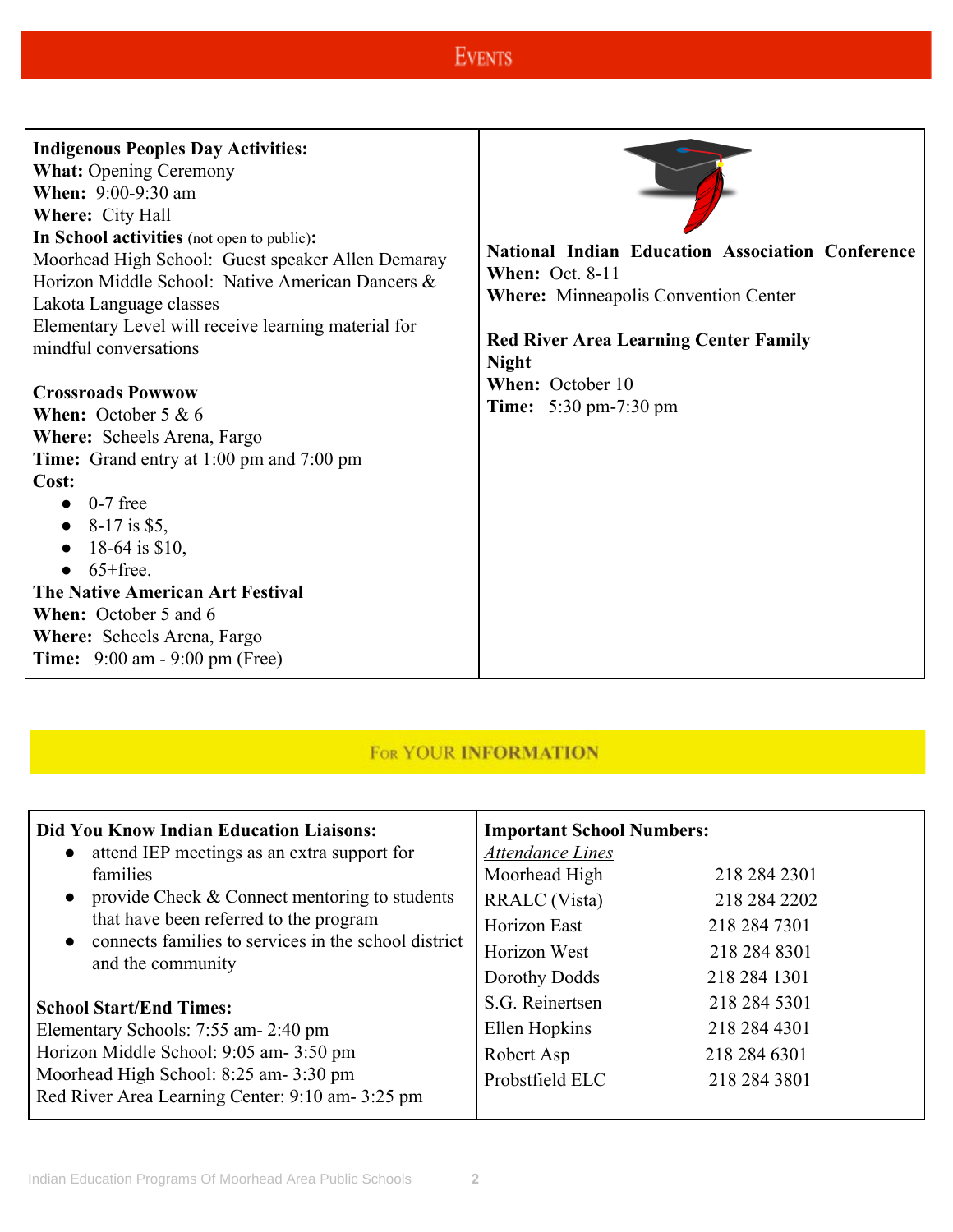## EVENTS

**Indigenous Peoples Day Activities:**
**What:** Opening Ceremony
**When:** 9:00-9:30 am
**Where:** City Hall
**In School activities** (not open to public)**:**
Moorhead High School: Guest speaker Allen Demaray
Horizon Middle School: Native American Dancers & Lakota Language classes
Elementary Level will receive learning material for mindful conversations

**Crossroads Powwow**
**When:** October 5 & 6
**Where:** Scheels Arena, Fargo
**Time:** Grand entry at 1:00 pm and 7:00 pm
**Cost:**
- 0-7 free
- 8-17 is $5,
- 18-64 is $10,
- 65+free.

**The Native American Art Festival**
**When:** October 5 and 6
**Where:** Scheels Arena, Fargo
**Time:** 9:00 am - 9:00 pm (Free)

**National Indian Education Association Conference**
**When:** Oct. 8-11
**Where:** Minneapolis Convention Center

**Red River Area Learning Center Family Night**
**When:** October 10
**Time:** 5:30 pm-7:30 pm

## FOR YOUR INFORMATION

**Did You Know Indian Education Liaisons:**
- attend IEP meetings as an extra support for families
- provide Check & Connect mentoring to students that have been referred to the program
- connects families to services in the school district and the community

**School Start/End Times:**
Elementary Schools: 7:55 am- 2:40 pm
Horizon Middle School: 9:05 am- 3:50 pm
Moorhead High School: 8:25 am- 3:30 pm
Red River Area Learning Center: 9:10 am- 3:25 pm

**Important School Numbers:**
*Attendance Lines*

| | |
|---|---|
| Moorhead High | 218 284 2301 |
| RRALC (Vista) | 218 284 2202 |
| Horizon East | 218 284 7301 |
| Horizon West | 218 284 8301 |
| Dorothy Dodds | 218 284 1301 |
| S.G. Reinertsen | 218 284 5301 |
| Ellen Hopkins | 218 284 4301 |
| Robert Asp | 218 284 6301 |
| Probstfield ELC | 218 284 3801 |